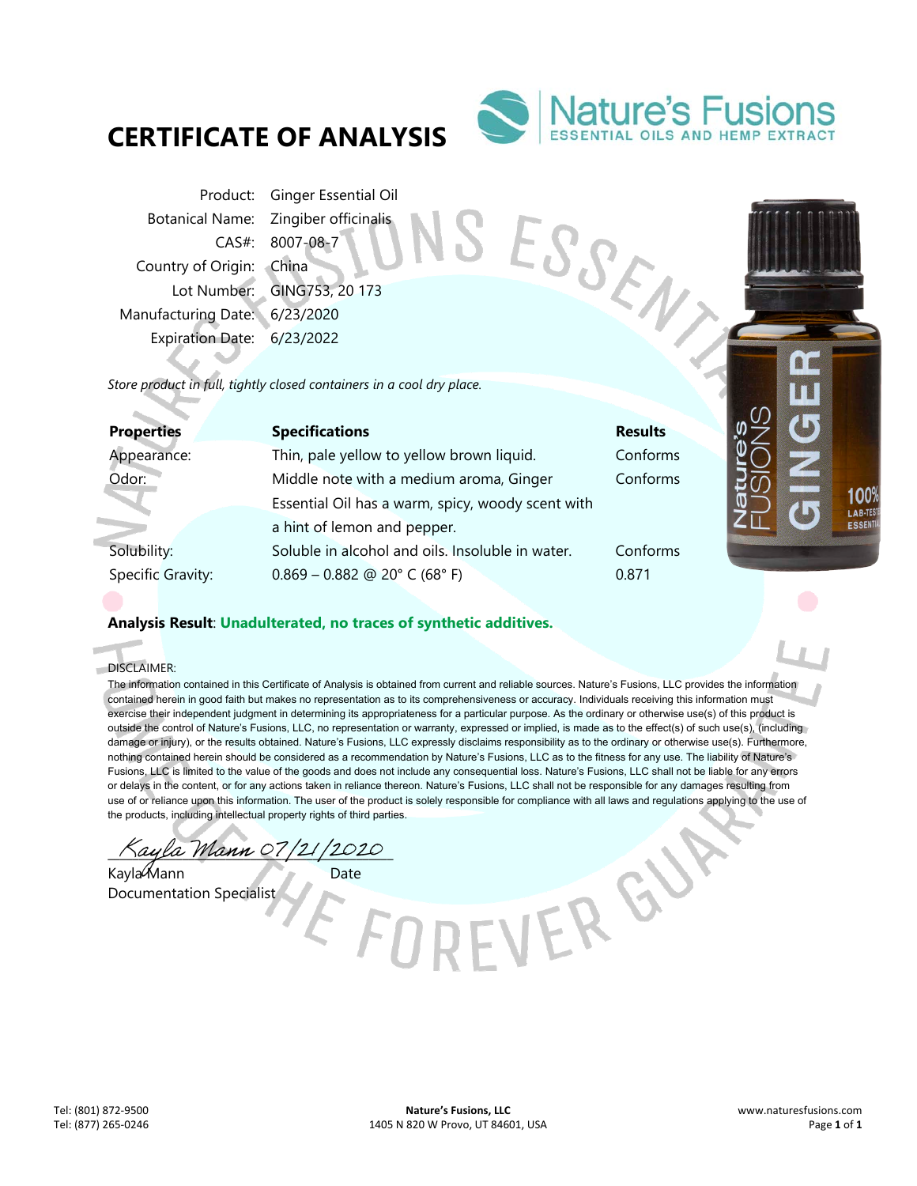# CERTIFICATE OF ANALYSIS

Nature's Fusions
ESSENTIAL OILS AND HEMP EXTRACT

| | |
|---|---|
| Product: | Ginger Essential Oil |
| Botanical Name: | Zingiber officinalis |
| CAS#: | 8007-08-7 |
| Country of Origin: | China |
| Lot Number: | GING753, 20 173 |
| Manufacturing Date: | 6/23/2020 |
| Expiration Date: | 6/23/2022 |

*Store product in full, tightly closed containers in a cool dry place.*

| **Properties** | **Specifications** | **Results** |
|---|---|---|
| Appearance: | Thin, pale yellow to yellow brown liquid. | Conforms |
| Odor: | Middle note with a medium aroma, Ginger Essential Oil has a warm, spicy, woody scent with a hint of lemon and pepper. | Conforms |
| Solubility: | Soluble in alcohol and oils. Insoluble in water. | Conforms |
| Specific Gravity: | 0.869 – 0.882 @ 20° C (68° F) | 0.871 |

**Analysis Result**: **Unadulterated, no traces of synthetic additives.**

DISCLAIMER:
The information contained in this Certificate of Analysis is obtained from current and reliable sources. Nature's Fusions, LLC provides the information contained herein in good faith but makes no representation as to its comprehensiveness or accuracy. Individuals receiving this information must exercise their independent judgment in determining its appropriateness for a particular purpose. As the ordinary or otherwise use(s) of this product is outside the control of Nature's Fusions, LLC, no representation or warranty, expressed or implied, is made as to the effect(s) of such use(s), (including damage or injury), or the results obtained. Nature's Fusions, LLC expressly disclaims responsibility as to the ordinary or otherwise use(s). Furthermore, nothing contained herein should be considered as a recommendation by Nature's Fusions, LLC as to the fitness for any use. The liability of Nature's Fusions, LLC is limited to the value of the goods and does not include any consequential loss. Nature's Fusions, LLC shall not be liable for any errors or delays in the content, or for any actions taken in reliance thereon. Nature's Fusions, LLC shall not be responsible for any damages resulting from use of or reliance upon this information. The user of the product is solely responsible for compliance with all laws and regulations applying to the use of the products, including intellectual property rights of third parties.

Kayla Mann 07/21/2020

Kayla Mann — Date
Documentation Specialist

Tel: (801) 872-9500
Tel: (877) 265-0246

**Nature's Fusions, LLC**
1405 N 820 W Provo, UT 84601, USA

www.naturesfusions.com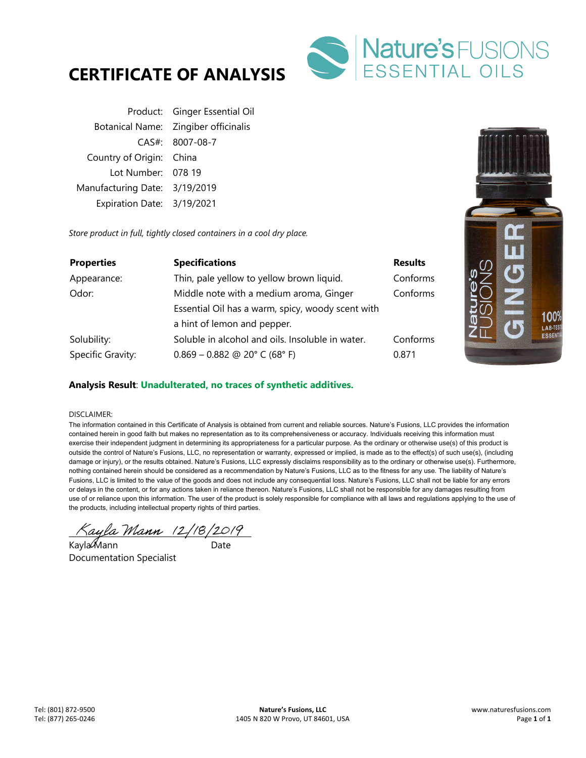# CERTIFICATE OF ANALYSIS

Nature's FUSIONS ESSENTIAL OILS

| | |
|---|---|
| Product: | Ginger Essential Oil |
| Botanical Name: | Zingiber officinalis |
| CAS#: | 8007-08-7 |
| Country of Origin: | China |
| Lot Number: | 078 19 |
| Manufacturing Date: | 3/19/2019 |
| Expiration Date: | 3/19/2021 |

*Store product in full, tightly closed containers in a cool dry place.*

| **Properties** | **Specifications** | **Results** |
|---|---|---|
| Appearance: | Thin, pale yellow to yellow brown liquid. | Conforms |
| Odor: | Middle note with a medium aroma, Ginger Essential Oil has a warm, spicy, woody scent with a hint of lemon and pepper. | Conforms |
| Solubility: | Soluble in alcohol and oils. Insoluble in water. | Conforms |
| Specific Gravity: | 0.869 – 0.882 @ 20° C (68° F) | 0.871 |

**Analysis Result**: **Unadulterated, no traces of synthetic additives.**

DISCLAIMER:

The information contained in this Certificate of Analysis is obtained from current and reliable sources. Nature's Fusions, LLC provides the information contained herein in good faith but makes no representation as to its comprehensiveness or accuracy. Individuals receiving this information must exercise their independent judgment in determining its appropriateness for a particular purpose. As the ordinary or otherwise use(s) of this product is outside the control of Nature's Fusions, LLC, no representation or warranty, expressed or implied, is made as to the effect(s) of such use(s), (including damage or injury), or the results obtained. Nature's Fusions, LLC expressly disclaims responsibility as to the ordinary or otherwise use(s). Furthermore, nothing contained herein should be considered as a recommendation by Nature's Fusions, LLC as to the fitness for any use. The liability of Nature's Fusions, LLC is limited to the value of the goods and does not include any consequential loss. Nature's Fusions, LLC shall not be liable for any errors or delays in the content, or for any actions taken in reliance thereon. Nature's Fusions, LLC shall not be responsible for any damages resulting from use of or reliance upon this information. The user of the product is solely responsible for compliance with all laws and regulations applying to the use of the products, including intellectual property rights of third parties.

*Kayla Mann 12/18/2019*

Kayla Mann — Date

Documentation Specialist

Tel: (801) 872-9500
Tel: (877) 265-0246

**Nature's Fusions, LLC**
1405 N 820 W Provo, UT 84601, USA

www.naturesfusions.com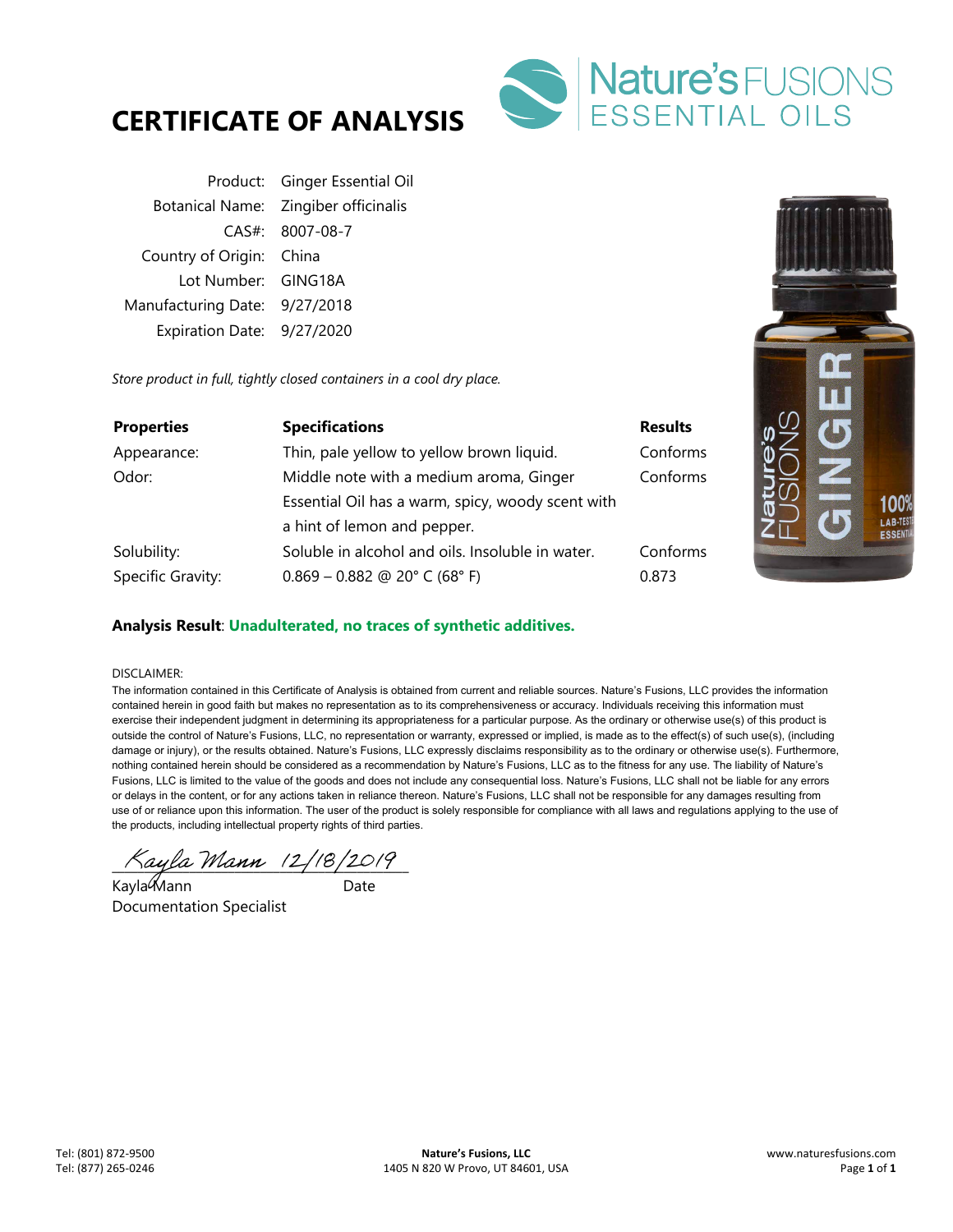# CERTIFICATE OF ANALYSIS

Nature's FUSIONS ESSENTIAL OILS

| | |
|---|---|
| Product: | Ginger Essential Oil |
| Botanical Name: | Zingiber officinalis |
| CAS#: | 8007-08-7 |
| Country of Origin: | China |
| Lot Number: | GING18A |
| Manufacturing Date: | 9/27/2018 |
| Expiration Date: | 9/27/2020 |

*Store product in full, tightly closed containers in a cool dry place.*

| Properties | Specifications | Results |
|---|---|---|
| Appearance: | Thin, pale yellow to yellow brown liquid. | Conforms |
| Odor: | Middle note with a medium aroma, Ginger Essential Oil has a warm, spicy, woody scent with a hint of lemon and pepper. | Conforms |
| Solubility: | Soluble in alcohol and oils. Insoluble in water. | Conforms |
| Specific Gravity: | 0.869 – 0.882 @ 20° C (68° F) | 0.873 |

**Analysis Result**: **Unadulterated, no traces of synthetic additives.**

DISCLAIMER:

The information contained in this Certificate of Analysis is obtained from current and reliable sources. Nature's Fusions, LLC provides the information contained herein in good faith but makes no representation as to its comprehensiveness or accuracy. Individuals receiving this information must exercise their independent judgment in determining its appropriateness for a particular purpose. As the ordinary or otherwise use(s) of this product is outside the control of Nature's Fusions, LLC, no representation or warranty, expressed or implied, is made as to the effect(s) of such use(s), (including damage or injury), or the results obtained. Nature's Fusions, LLC expressly disclaims responsibility as to the ordinary or otherwise use(s). Furthermore, nothing contained herein should be considered as a recommendation by Nature's Fusions, LLC as to the fitness for any use. The liability of Nature's Fusions, LLC is limited to the value of the goods and does not include any consequential loss. Nature's Fusions, LLC shall not be liable for any errors or delays in the content, or for any actions taken in reliance thereon. Nature's Fusions, LLC shall not be responsible for any damages resulting from use of or reliance upon this information. The user of the product is solely responsible for compliance with all laws and regulations applying to the use of the products, including intellectual property rights of third parties.

Kayla Mann 12/18/2019

Kayla Mann — Date

Documentation Specialist

Tel: (801) 872-9500
Tel: (877) 265-0246

**Nature's Fusions, LLC**
1405 N 820 W Provo, UT 84601, USA

www.naturesfusions.com